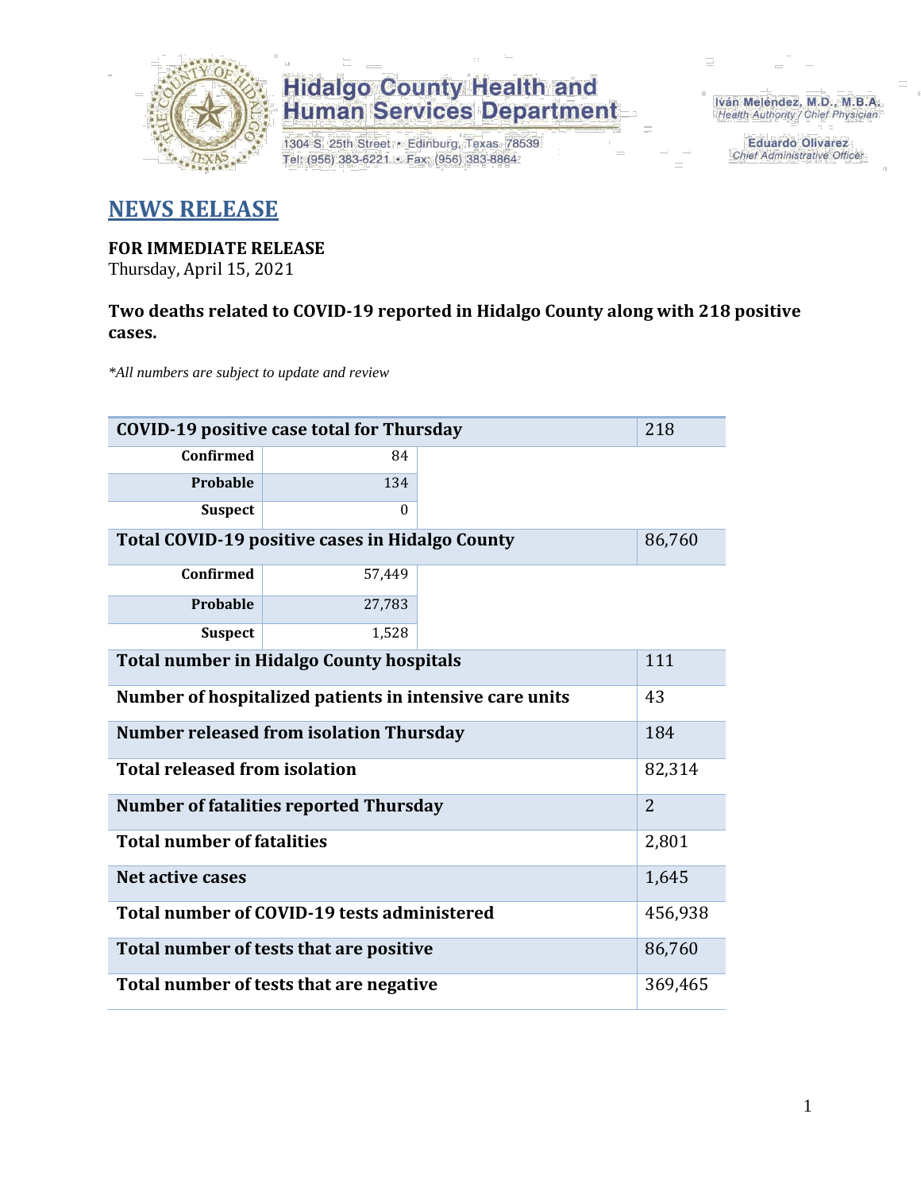Hidalgo County Health and Human Services Department

1304 S. 25th Street • Edinburg, Texas 78539
Tel: (956) 383-6221 • Fax: (956) 383-8864

Iván Meléndez, M.D., M.B.A.
Health Authority / Chief Physician

Eduardo Olivarez
Chief Administrative Officer

# NEWS RELEASE

**FOR IMMEDIATE RELEASE**
Thursday, April 15, 2021

**Two deaths related to COVID-19 reported in Hidalgo County along with 218 positive cases.**

*\*All numbers are subject to update and review*

| | | | |
|---|---|---|---|
| **COVID-19 positive case total for Thursday** | | | 218 |
| **Confirmed** | 84 | | |
| **Probable** | 134 | | |
| **Suspect** | 0 | | |
| **Total COVID-19 positive cases in Hidalgo County** | | | 86,760 |
| **Confirmed** | 57,449 | | |
| **Probable** | 27,783 | | |
| **Suspect** | 1,528 | | |
| **Total number in Hidalgo County hospitals** | | | 111 |
| **Number of hospitalized patients in intensive care units** | | | 43 |
| **Number released from isolation Thursday** | | | 184 |
| **Total released from isolation** | | | 82,314 |
| **Number of fatalities reported Thursday** | | | 2 |
| **Total number of fatalities** | | | 2,801 |
| **Net active cases** | | | 1,645 |
| **Total number of COVID-19 tests administered** | | | 456,938 |
| **Total number of tests that are positive** | | | 86,760 |
| **Total number of tests that are negative** | | | 369,465 |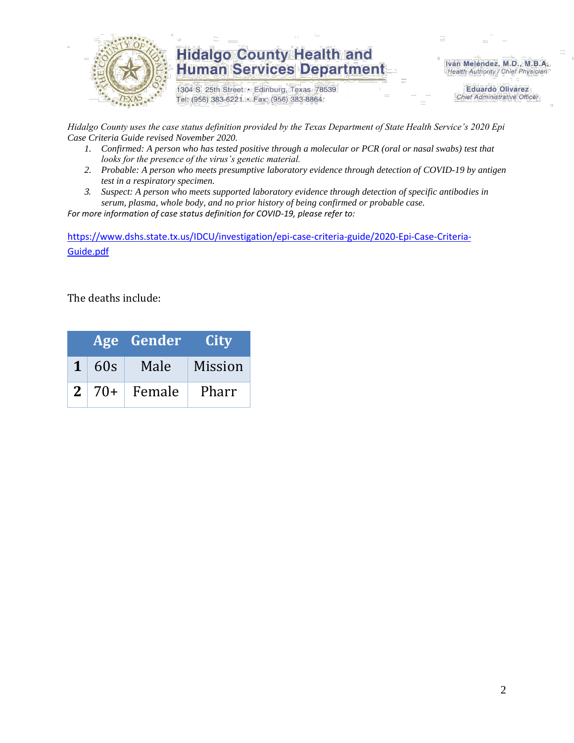*Hidalgo County uses the case status definition provided by the Texas Department of State Health Service's 2020 Epi Case Criteria Guide revised November 2020.*

1. *Confirmed: A person who has tested positive through a molecular or PCR (oral or nasal swabs) test that looks for the presence of the virus's genetic material.*
2. *Probable: A person who meets presumptive laboratory evidence through detection of COVID-19 by antigen test in a respiratory specimen.*
3. *Suspect: A person who meets supported laboratory evidence through detection of specific antibodies in serum, plasma, whole body, and no prior history of being confirmed or probable case.*

*For more information of case status definition for COVID-19, please refer to:*

https://www.dshs.state.tx.us/IDCU/investigation/epi-case-criteria-guide/2020-Epi-Case-Criteria-Guide.pdf

The deaths include:

| | Age | Gender | City |
|---|---|---|---|
| **1** | 60s | Male | Mission |
| **2** | 70+ | Female | Pharr |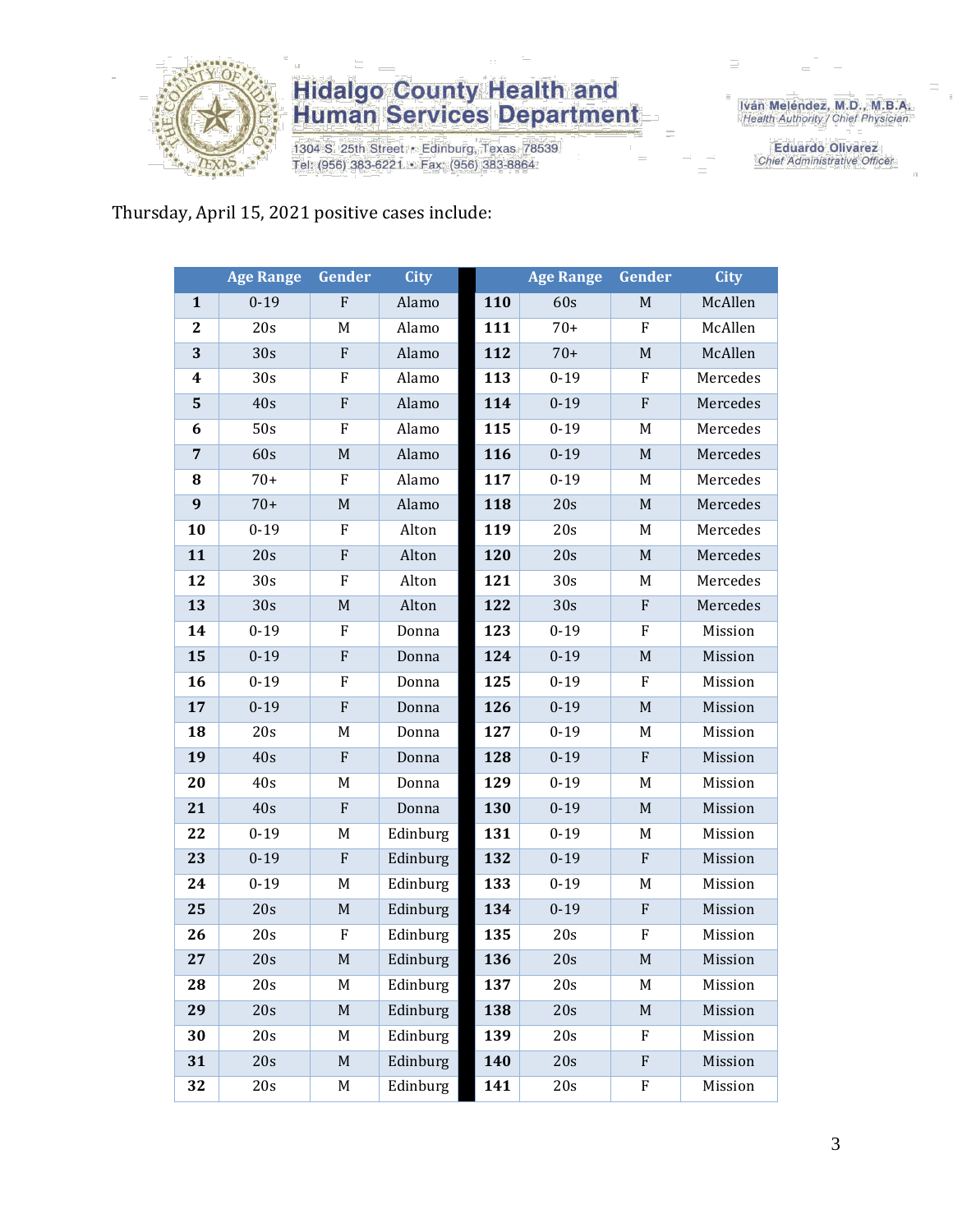Thursday, April 15, 2021 positive cases include:

| | Age Range | Gender | City | | Age Range | Gender | City |
|---|---|---|---|---|---|---|---|
| **1** | 0-19 | F | Alamo | **110** | 60s | M | McAllen |
| **2** | 20s | M | Alamo | **111** | 70+ | F | McAllen |
| **3** | 30s | F | Alamo | **112** | 70+ | M | McAllen |
| **4** | 30s | F | Alamo | **113** | 0-19 | F | Mercedes |
| **5** | 40s | F | Alamo | **114** | 0-19 | F | Mercedes |
| **6** | 50s | F | Alamo | **115** | 0-19 | M | Mercedes |
| **7** | 60s | M | Alamo | **116** | 0-19 | M | Mercedes |
| **8** | 70+ | F | Alamo | **117** | 0-19 | M | Mercedes |
| **9** | 70+ | M | Alamo | **118** | 20s | M | Mercedes |
| **10** | 0-19 | F | Alton | **119** | 20s | M | Mercedes |
| **11** | 20s | F | Alton | **120** | 20s | M | Mercedes |
| **12** | 30s | F | Alton | **121** | 30s | M | Mercedes |
| **13** | 30s | M | Alton | **122** | 30s | F | Mercedes |
| **14** | 0-19 | F | Donna | **123** | 0-19 | F | Mission |
| **15** | 0-19 | F | Donna | **124** | 0-19 | M | Mission |
| **16** | 0-19 | F | Donna | **125** | 0-19 | F | Mission |
| **17** | 0-19 | F | Donna | **126** | 0-19 | M | Mission |
| **18** | 20s | M | Donna | **127** | 0-19 | M | Mission |
| **19** | 40s | F | Donna | **128** | 0-19 | F | Mission |
| **20** | 40s | M | Donna | **129** | 0-19 | M | Mission |
| **21** | 40s | F | Donna | **130** | 0-19 | M | Mission |
| **22** | 0-19 | M | Edinburg | **131** | 0-19 | M | Mission |
| **23** | 0-19 | F | Edinburg | **132** | 0-19 | F | Mission |
| **24** | 0-19 | M | Edinburg | **133** | 0-19 | M | Mission |
| **25** | 20s | M | Edinburg | **134** | 0-19 | F | Mission |
| **26** | 20s | F | Edinburg | **135** | 20s | F | Mission |
| **27** | 20s | M | Edinburg | **136** | 20s | M | Mission |
| **28** | 20s | M | Edinburg | **137** | 20s | M | Mission |
| **29** | 20s | M | Edinburg | **138** | 20s | M | Mission |
| **30** | 20s | M | Edinburg | **139** | 20s | F | Mission |
| **31** | 20s | M | Edinburg | **140** | 20s | F | Mission |
| **32** | 20s | M | Edinburg | **141** | 20s | F | Mission |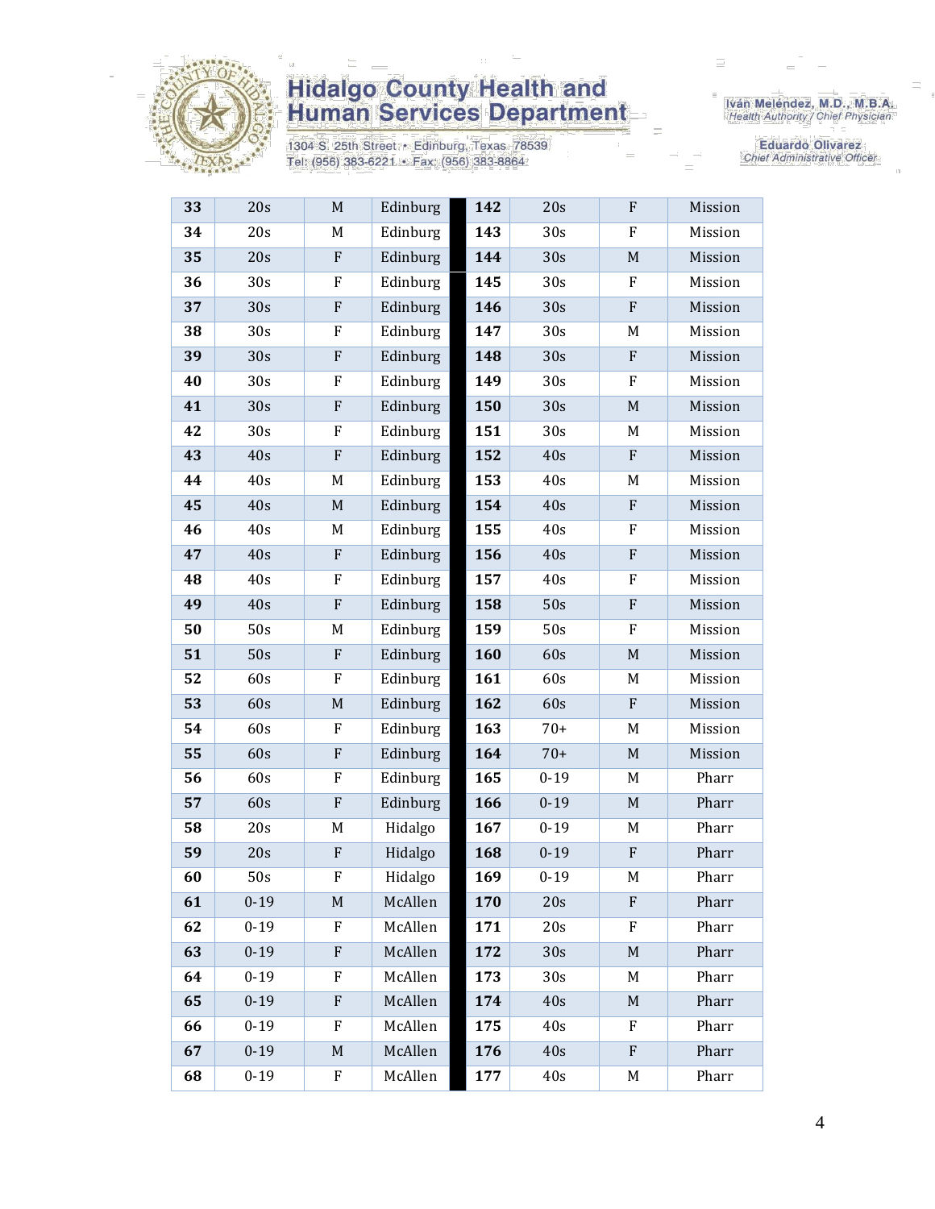| | | | | | | | |
|---|---|---|---|---|---|---|---|
| **33** | 20s | M | Edinburg | **142** | 20s | F | Mission |
| **34** | 20s | M | Edinburg | **143** | 30s | F | Mission |
| **35** | 20s | F | Edinburg | **144** | 30s | M | Mission |
| **36** | 30s | F | Edinburg | **145** | 30s | F | Mission |
| **37** | 30s | F | Edinburg | **146** | 30s | F | Mission |
| **38** | 30s | F | Edinburg | **147** | 30s | M | Mission |
| **39** | 30s | F | Edinburg | **148** | 30s | F | Mission |
| **40** | 30s | F | Edinburg | **149** | 30s | F | Mission |
| **41** | 30s | F | Edinburg | **150** | 30s | M | Mission |
| **42** | 30s | F | Edinburg | **151** | 30s | M | Mission |
| **43** | 40s | F | Edinburg | **152** | 40s | F | Mission |
| **44** | 40s | M | Edinburg | **153** | 40s | M | Mission |
| **45** | 40s | M | Edinburg | **154** | 40s | F | Mission |
| **46** | 40s | M | Edinburg | **155** | 40s | F | Mission |
| **47** | 40s | F | Edinburg | **156** | 40s | F | Mission |
| **48** | 40s | F | Edinburg | **157** | 40s | F | Mission |
| **49** | 40s | F | Edinburg | **158** | 50s | F | Mission |
| **50** | 50s | M | Edinburg | **159** | 50s | F | Mission |
| **51** | 50s | F | Edinburg | **160** | 60s | M | Mission |
| **52** | 60s | F | Edinburg | **161** | 60s | M | Mission |
| **53** | 60s | M | Edinburg | **162** | 60s | F | Mission |
| **54** | 60s | F | Edinburg | **163** | 70+ | M | Mission |
| **55** | 60s | F | Edinburg | **164** | 70+ | M | Mission |
| **56** | 60s | F | Edinburg | **165** | 0-19 | M | Pharr |
| **57** | 60s | F | Edinburg | **166** | 0-19 | M | Pharr |
| **58** | 20s | M | Hidalgo | **167** | 0-19 | M | Pharr |
| **59** | 20s | F | Hidalgo | **168** | 0-19 | F | Pharr |
| **60** | 50s | F | Hidalgo | **169** | 0-19 | M | Pharr |
| **61** | 0-19 | M | McAllen | **170** | 20s | F | Pharr |
| **62** | 0-19 | F | McAllen | **171** | 20s | F | Pharr |
| **63** | 0-19 | F | McAllen | **172** | 30s | M | Pharr |
| **64** | 0-19 | F | McAllen | **173** | 30s | M | Pharr |
| **65** | 0-19 | F | McAllen | **174** | 40s | M | Pharr |
| **66** | 0-19 | F | McAllen | **175** | 40s | F | Pharr |
| **67** | 0-19 | M | McAllen | **176** | 40s | F | Pharr |
| **68** | 0-19 | F | McAllen | **177** | 40s | M | Pharr |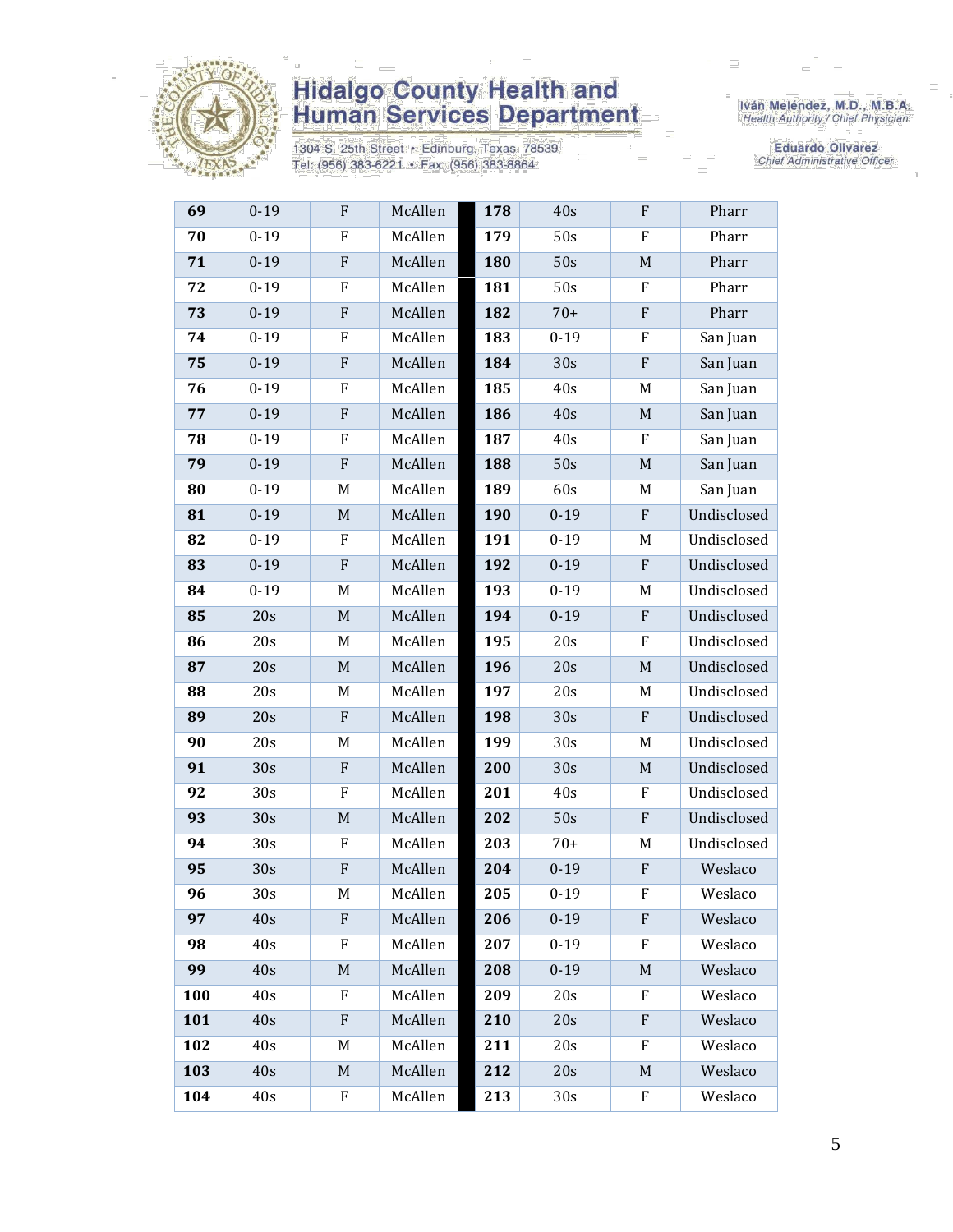| | | | | | | | |
|---|---|---|---|---|---|---|---|
| **69** | 0-19 | F | McAllen | **178** | 40s | F | Pharr |
| **70** | 0-19 | F | McAllen | **179** | 50s | F | Pharr |
| **71** | 0-19 | F | McAllen | **180** | 50s | M | Pharr |
| **72** | 0-19 | F | McAllen | **181** | 50s | F | Pharr |
| **73** | 0-19 | F | McAllen | **182** | 70+ | F | Pharr |
| **74** | 0-19 | F | McAllen | **183** | 0-19 | F | San Juan |
| **75** | 0-19 | F | McAllen | **184** | 30s | F | San Juan |
| **76** | 0-19 | F | McAllen | **185** | 40s | M | San Juan |
| **77** | 0-19 | F | McAllen | **186** | 40s | M | San Juan |
| **78** | 0-19 | F | McAllen | **187** | 40s | F | San Juan |
| **79** | 0-19 | F | McAllen | **188** | 50s | M | San Juan |
| **80** | 0-19 | M | McAllen | **189** | 60s | M | San Juan |
| **81** | 0-19 | M | McAllen | **190** | 0-19 | F | Undisclosed |
| **82** | 0-19 | F | McAllen | **191** | 0-19 | M | Undisclosed |
| **83** | 0-19 | F | McAllen | **192** | 0-19 | F | Undisclosed |
| **84** | 0-19 | M | McAllen | **193** | 0-19 | M | Undisclosed |
| **85** | 20s | M | McAllen | **194** | 0-19 | F | Undisclosed |
| **86** | 20s | M | McAllen | **195** | 20s | F | Undisclosed |
| **87** | 20s | M | McAllen | **196** | 20s | M | Undisclosed |
| **88** | 20s | M | McAllen | **197** | 20s | M | Undisclosed |
| **89** | 20s | F | McAllen | **198** | 30s | F | Undisclosed |
| **90** | 20s | M | McAllen | **199** | 30s | M | Undisclosed |
| **91** | 30s | F | McAllen | **200** | 30s | M | Undisclosed |
| **92** | 30s | F | McAllen | **201** | 40s | F | Undisclosed |
| **93** | 30s | M | McAllen | **202** | 50s | F | Undisclosed |
| **94** | 30s | F | McAllen | **203** | 70+ | M | Undisclosed |
| **95** | 30s | F | McAllen | **204** | 0-19 | F | Weslaco |
| **96** | 30s | M | McAllen | **205** | 0-19 | F | Weslaco |
| **97** | 40s | F | McAllen | **206** | 0-19 | F | Weslaco |
| **98** | 40s | F | McAllen | **207** | 0-19 | F | Weslaco |
| **99** | 40s | M | McAllen | **208** | 0-19 | M | Weslaco |
| **100** | 40s | F | McAllen | **209** | 20s | F | Weslaco |
| **101** | 40s | F | McAllen | **210** | 20s | F | Weslaco |
| **102** | 40s | M | McAllen | **211** | 20s | F | Weslaco |
| **103** | 40s | M | McAllen | **212** | 20s | M | Weslaco |
| **104** | 40s | F | McAllen | **213** | 30s | F | Weslaco |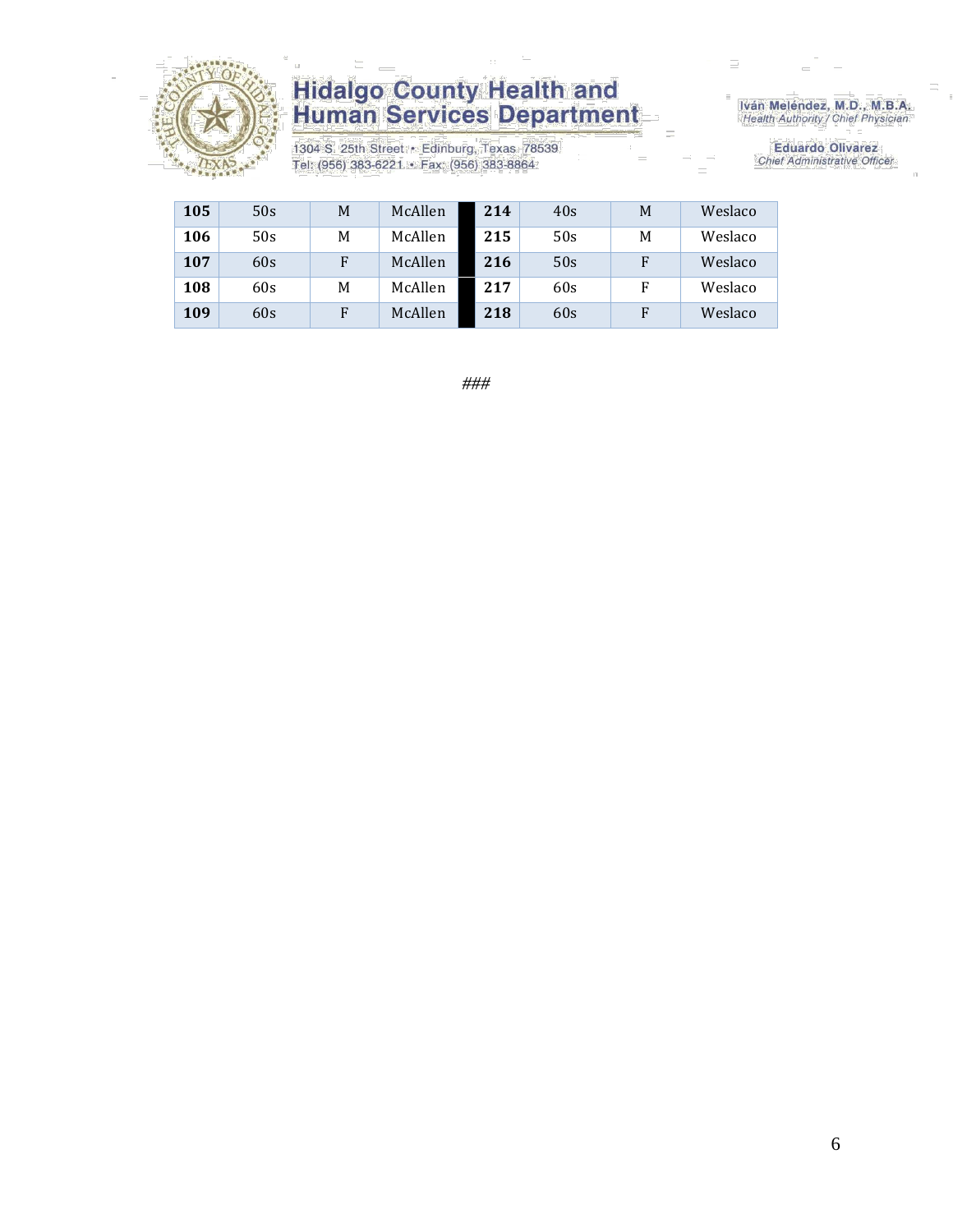Hidalgo County Health and Human Services Department

1304 S. 25th Street • Edinburg, Texas 78539
Tel: (956) 383-6221 • Fax: (956) 383-8864

Iván Meléndez, M.D., M.B.A.
*Health Authority / Chief Physician*

Eduardo Olivarez
*Chief Administrative Officer*

| | | | | | | | | |
|---|---|---|---|---|---|---|---|---|
| **105** | 50s | M | McAllen | | **214** | 40s | M | Weslaco |
| **106** | 50s | M | McAllen | | **215** | 50s | M | Weslaco |
| **107** | 60s | F | McAllen | | **216** | 50s | F | Weslaco |
| **108** | 60s | M | McAllen | | **217** | 60s | F | Weslaco |
| **109** | 60s | F | McAllen | | **218** | 60s | F | Weslaco |

###